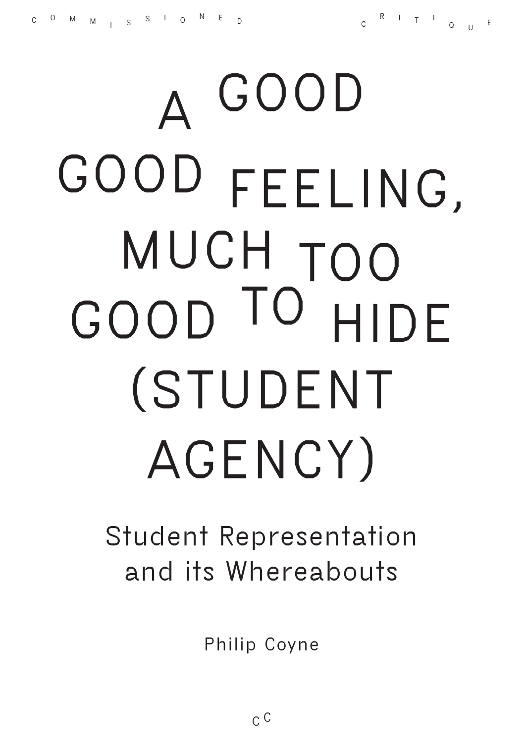COMMISSIONED CRITIQUE

# A GOOD GOOD FEELING, MUCH TOO GOOD TO HIDE (STUDENT AGENCY)

## Student Representation and its Whereabouts

Philip Coyne

CC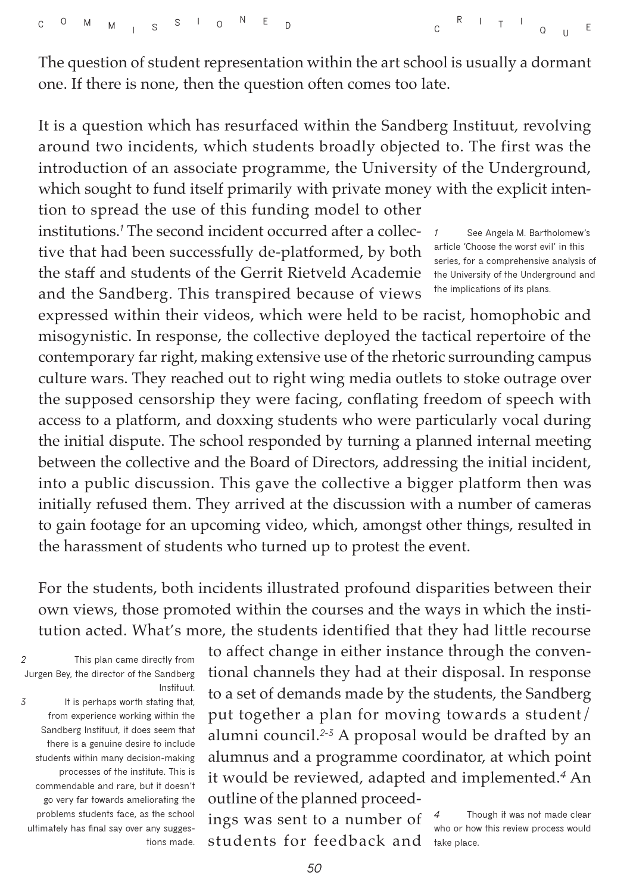The question of student representation within the art school is usually a dormant one. If there is none, then the question often comes too late.

It is a question which has resurfaced within the Sandberg Instituut, revolving around two incidents, which students broadly objected to. The first was the introduction of an associate programme, the University of the Underground, which sought to fund itself primarily with private money with the explicit intention to spread the use of this funding model to other institutions.[1] The second incident occurred after a collective that had been successfully de-platformed, by both the staff and students of the Gerrit Rietveld Academie and the Sandberg. This transpired because of views expressed within their videos, which were held to be racist, homophobic and misogynistic. In response, the collective deployed the tactical repertoire of the contemporary far right, making extensive use of the rhetoric surrounding campus culture wars. They reached out to right wing media outlets to stoke outrage over the supposed censorship they were facing, conflating freedom of speech with access to a platform, and doxxing students who were particularly vocal during the initial dispute. The school responded by turning a planned internal meeting between the collective and the Board of Directors, addressing the initial incident, into a public discussion. This gave the collective a bigger platform then was initially refused them. They arrived at the discussion with a number of cameras to gain footage for an upcoming video, which, amongst other things, resulted in the harassment of students who turned up to protest the event.

For the students, both incidents illustrated profound disparities between their own views, those promoted within the courses and the ways in which the institution acted. What's more, the students identified that they had little recourse to affect change in either instance through the conventional channels they had at their disposal. In response to a set of demands made by the students, the Sandberg put together a plan for moving towards a student/alumni council.[2-3] A proposal would be drafted by an alumnus and a programme coordinator, at which point it would be reviewed, adapted and implemented.[4] An outline of the planned proceedings was sent to a number of students for feedback and

1 See Angela M. Bartholomew's article 'Choose the worst evil' in this series, for a comprehensive analysis of the University of the Underground and the implications of its plans.

2 This plan came directly from Jurgen Bey, the director of the Sandberg Instituut.

3 It is perhaps worth stating that, from experience working within the Sandberg Instituut, it does seem that there is a genuine desire to include students within many decision-making processes of the institute. This is commendable and rare, but it doesn't go very far towards ameliorating the problems students face, as the school ultimately has final say over any suggestions made.

4 Though it was not made clear who or how this review process would take place.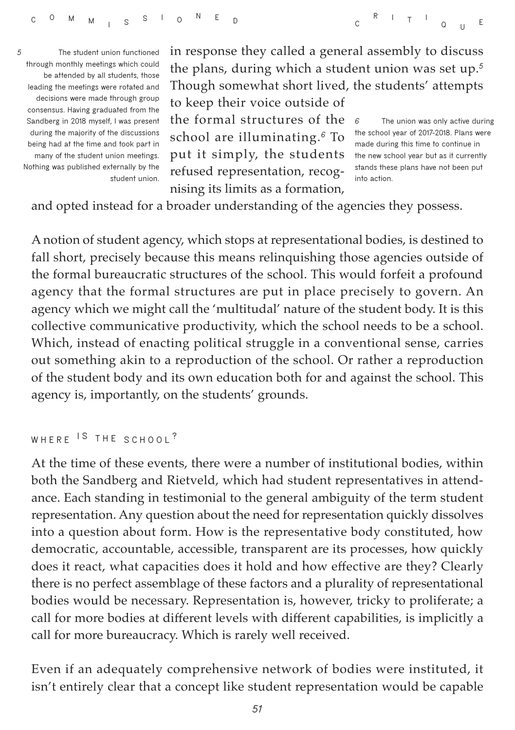in response they called a general assembly to discuss the plans, during which a student union was set up.[5] Though somewhat short lived, the students' attempts to keep their voice outside of the formal structures of the school are illuminating.[6] To put it simply, the students refused representation, recognising its limits as a formation, and opted instead for a broader understanding of the agencies they possess.

A notion of student agency, which stops at representational bodies, is destined to fall short, precisely because this means relinquishing those agencies outside of the formal bureaucratic structures of the school. This would forfeit a profound agency that the formal structures are put in place precisely to govern. An agency which we might call the 'multitudal' nature of the student body. It is this collective communicative productivity, which the school needs to be a school. Which, instead of enacting political struggle in a conventional sense, carries out something akin to a reproduction of the school. Or rather a reproduction of the student body and its own education both for and against the school. This agency is, importantly, on the students' grounds.

## WHERE IS THE SCHOOL?

At the time of these events, there were a number of institutional bodies, within both the Sandberg and Rietveld, which had student representatives in attendance. Each standing in testimonial to the general ambiguity of the term student representation. Any question about the need for representation quickly dissolves into a question about form. How is the representative body constituted, how democratic, accountable, accessible, transparent are its processes, how quickly does it react, what capacities does it hold and how effective are they? Clearly there is no perfect assemblage of these factors and a plurality of representational bodies would be necessary. Representation is, however, tricky to proliferate; a call for more bodies at different levels with different capabilities, is implicitly a call for more bureaucracy. Which is rarely well received.

Even if an adequately comprehensive network of bodies were instituted, it isn't entirely clear that a concept like student representation would be capable

---

5 The student union functioned through monthly meetings which could be attended by all students, those leading the meetings were rotated and decisions were made through group consensus. Having graduated from the Sandberg in 2018 myself, I was present during the majority of the discussions being had at the time and took part in many of the student union meetings. Nothing was published externally by the student union.

6 The union was only active during the school year of 2017-2018. Plans were made during this time to continue in the new school year but as it currently stands these plans have not been put into action.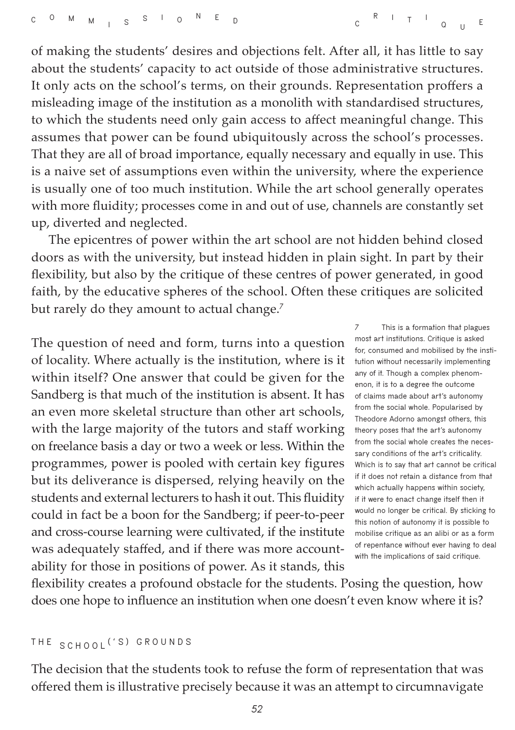of making the students' desires and objections felt. After all, it has little to say about the students' capacity to act outside of those administrative structures. It only acts on the school's terms, on their grounds. Representation proffers a misleading image of the institution as a monolith with standardised structures, to which the students need only gain access to affect meaningful change. This assumes that power can be found ubiquitously across the school's processes. That they are all of broad importance, equally necessary and equally in use. This is a naive set of assumptions even within the university, where the experience is usually one of too much institution. While the art school generally operates with more fluidity; processes come in and out of use, channels are constantly set up, diverted and neglected.

The epicentres of power within the art school are not hidden behind closed doors as with the university, but instead hidden in plain sight. In part by their flexibility, but also by the critique of these centres of power generated, in good faith, by the educative spheres of the school. Often these critiques are solicited but rarely do they amount to actual change.[7]

The question of need and form, turns into a question of locality. Where actually is the institution, where is it within itself? One answer that could be given for the Sandberg is that much of the institution is absent. It has an even more skeletal structure than other art schools, with the large majority of the tutors and staff working on freelance basis a day or two a week or less. Within the programmes, power is pooled with certain key figures but its deliverance is dispersed, relying heavily on the students and external lecturers to hash it out. This fluidity could in fact be a boon for the Sandberg; if peer-to-peer and cross-course learning were cultivated, if the institute was adequately staffed, and if there was more accountability for those in positions of power. As it stands, this flexibility creates a profound obstacle for the students. Posing the question, how does one hope to influence an institution when one doesn't even know where it is?

7 This is a formation that plagues most art institutions. Critique is asked for, consumed and mobilised by the institution without necessarily implementing any of it. Though a complex phenomenon, it is to a degree the outcome of claims made about art's autonomy from the social whole. Popularised by Theodore Adorno amongst others, this theory poses that the art's autonomy from the social whole creates the necessary conditions of the art's criticality. Which is to say that art cannot be critical if it does not retain a distance from that which actually happens within society, if it were to enact change itself then it would no longer be critical. By sticking to this notion of autonomy it is possible to mobilise critique as an alibi or as a form of repentance without ever having to deal with the implications of said critique.

## THE SCHOOL('S) GROUNDS

The decision that the students took to refuse the form of representation that was offered them is illustrative precisely because it was an attempt to circumnavigate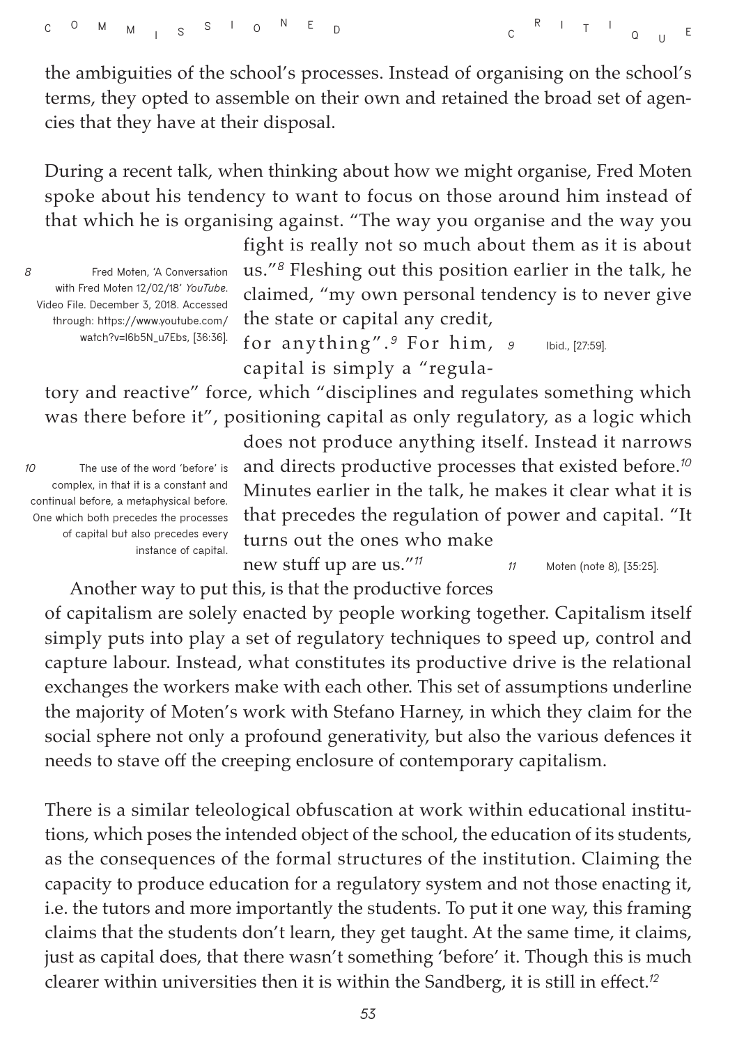the ambiguities of the school's processes. Instead of organising on the school's terms, they opted to assemble on their own and retained the broad set of agencies that they have at their disposal.

During a recent talk, when thinking about how we might organise, Fred Moten spoke about his tendency to want to focus on those around him instead of that which he is organising against. "The way you organise and the way you fight is really not so much about them as it is about us."[8] Fleshing out this position earlier in the talk, he claimed, "my own personal tendency is to never give the state or capital any credit, for anything".[9] For him, capital is simply a "regulatory and reactive" force, which "disciplines and regulates something which was there before it", positioning capital as only regulatory, as a logic which does not produce anything itself. Instead it narrows and directs productive processes that existed before.[10] Minutes earlier in the talk, he makes it clear what it is that precedes the regulation of power and capital. "It turns out the ones who make new stuff up are us."[11]

Another way to put this, is that the productive forces of capitalism are solely enacted by people working together. Capitalism itself simply puts into play a set of regulatory techniques to speed up, control and capture labour. Instead, what constitutes its productive drive is the relational exchanges the workers make with each other. This set of assumptions underline the majority of Moten's work with Stefano Harney, in which they claim for the social sphere not only a profound generativity, but also the various defences it needs to stave off the creeping enclosure of contemporary capitalism.

There is a similar teleological obfuscation at work within educational institutions, which poses the intended object of the school, the education of its students, as the consequences of the formal structures of the institution. Claiming the capacity to produce education for a regulatory system and not those enacting it, i.e. the tutors and more importantly the students. To put it one way, this framing claims that the students don't learn, they get taught. At the same time, it claims, just as capital does, that there wasn't something 'before' it. Though this is much clearer within universities then it is within the Sandberg, it is still in effect.[12]

8 Fred Moten, 'A Conversation with Fred Moten 12/02/18' *YouTube*. Video File. December 3, 2018. Accessed through: https://www.youtube.com/watch?v=I6b5N_u7Ebs, [36:36].

9 Ibid., [27:59].

10 The use of the word 'before' is complex, in that it is a constant and continual before, a metaphysical before. One which both precedes the processes of capital but also precedes every instance of capital.

11 Moten (note 8), [35:25].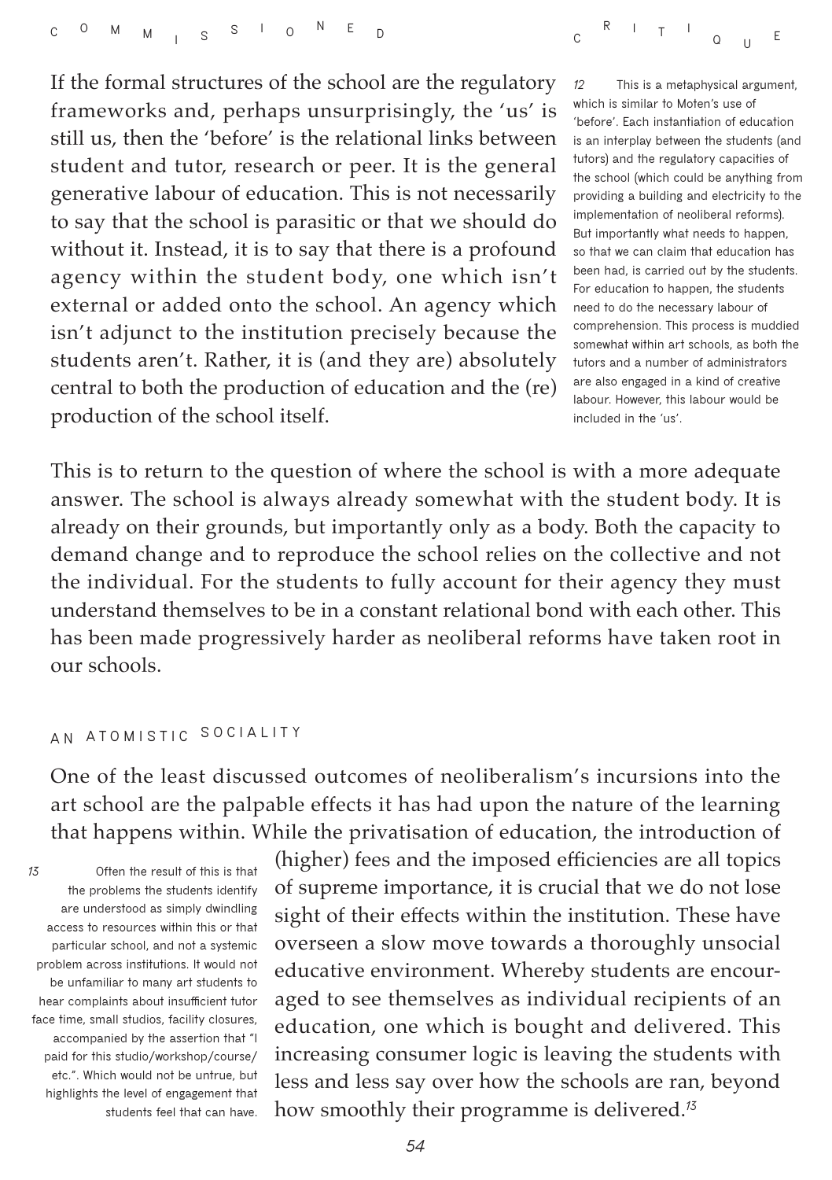If the formal structures of the school are the regulatory frameworks and, perhaps unsurprisingly, the 'us' is still us, then the 'before' is the relational links between student and tutor, research or peer. It is the general generative labour of education. This is not necessarily to say that the school is parasitic or that we should do without it. Instead, it is to say that there is a profound agency within the student body, one which isn't external or added onto the school. An agency which isn't adjunct to the institution precisely because the students aren't. Rather, it is (and they are) absolutely central to both the production of education and the (re) production of the school itself.

> 12 This is a metaphysical argument, which is similar to Moten's use of 'before'. Each instantiation of education is an interplay between the students (and tutors) and the regulatory capacities of the school (which could be anything from providing a building and electricity to the implementation of neoliberal reforms). But importantly what needs to happen, so that we can claim that education has been had, is carried out by the students. For education to happen, the students need to do the necessary labour of comprehension. This process is muddied somewhat within art schools, as both the tutors and a number of administrators are also engaged in a kind of creative labour. However, this labour would be included in the 'us'.

This is to return to the question of where the school is with a more adequate answer. The school is always already somewhat with the student body. It is already on their grounds, but importantly only as a body. Both the capacity to demand change and to reproduce the school relies on the collective and not the individual. For the students to fully account for their agency they must understand themselves to be in a constant relational bond with each other. This has been made progressively harder as neoliberal reforms have taken root in our schools.

## AN ATOMISTIC SOCIALITY

One of the least discussed outcomes of neoliberalism's incursions into the art school are the palpable effects it has had upon the nature of the learning that happens within. While the privatisation of education, the introduction of (higher) fees and the imposed efficiencies are all topics of supreme importance, it is crucial that we do not lose sight of their effects within the institution. These have overseen a slow move towards a thoroughly unsocial educative environment. Whereby students are encouraged to see themselves as individual recipients of an education, one which is bought and delivered. This increasing consumer logic is leaving the students with less and less say over how the schools are ran, beyond how smoothly their programme is delivered.[13]

> 13 Often the result of this is that the problems the students identify are understood as simply dwindling access to resources within this or that particular school, and not a systemic problem across institutions. It would not be unfamiliar to many art students to hear complaints about insufficient tutor face time, small studios, facility closures, accompanied by the assertion that "I paid for this studio/workshop/course/ etc.". Which would not be untrue, but highlights the level of engagement that students feel that can have.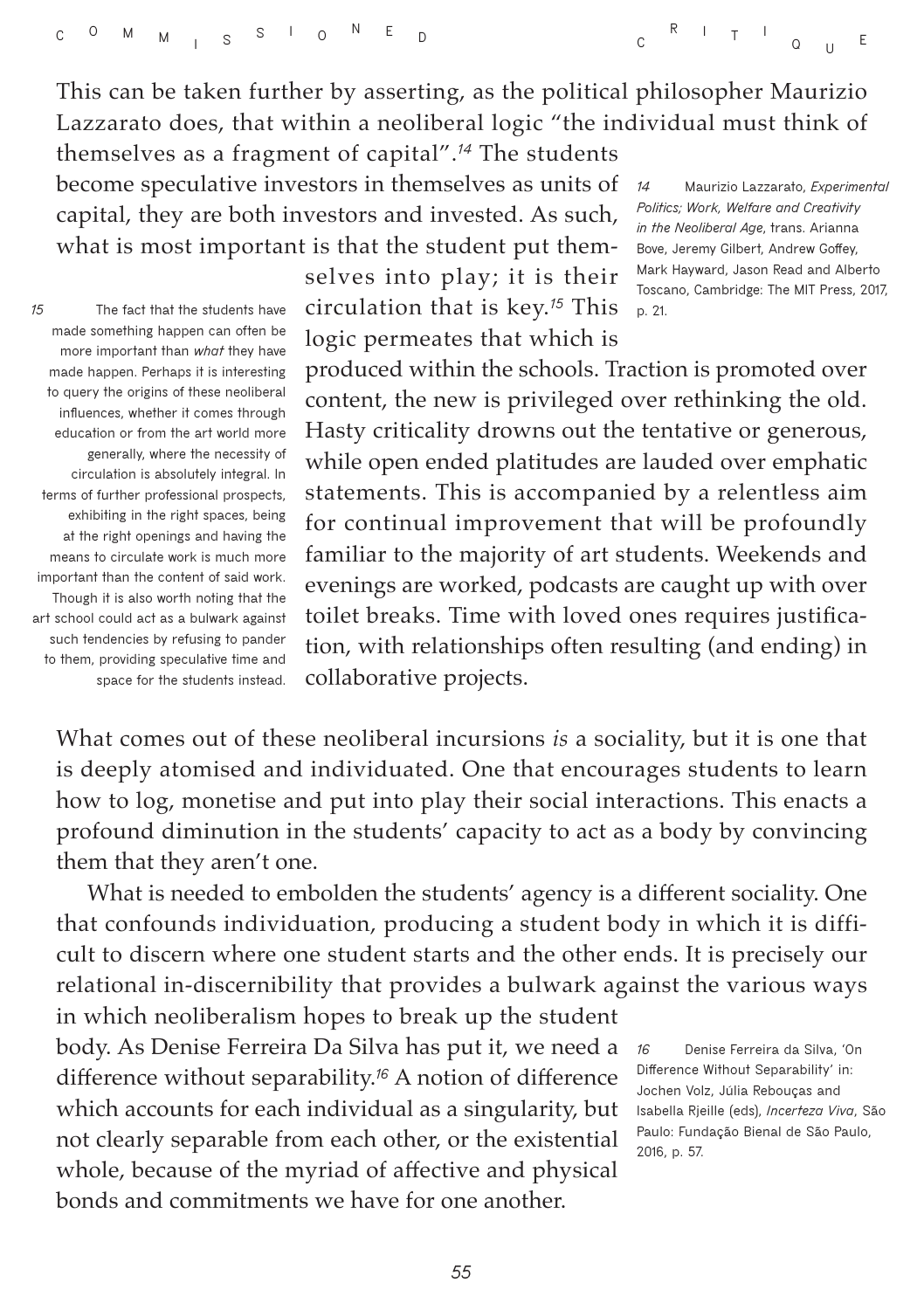This can be taken further by asserting, as the political philosopher Maurizio Lazzarato does, that within a neoliberal logic "the individual must think of themselves as a fragment of capital".[14] The students become speculative investors in themselves as units of capital, they are both investors and invested. As such, what is most important is that the student put themselves into play; it is their circulation that is key.[15] This logic permeates that which is produced within the schools. Traction is promoted over content, the new is privileged over rethinking the old. Hasty criticality drowns out the tentative or generous, while open ended platitudes are lauded over emphatic statements. This is accompanied by a relentless aim for continual improvement that will be profoundly familiar to the majority of art students. Weekends and evenings are worked, podcasts are caught up with over toilet breaks. Time with loved ones requires justification, with relationships often resulting (and ending) in collaborative projects.

What comes out of these neoliberal incursions *is* a sociality, but it is one that is deeply atomised and individuated. One that encourages students to learn how to log, monetise and put into play their social interactions. This enacts a profound diminution in the students' capacity to act as a body by convincing them that they aren't one.

What is needed to embolden the students' agency is a different sociality. One that confounds individuation, producing a student body in which it is difficult to discern where one student starts and the other ends. It is precisely our relational in-discernibility that provides a bulwark against the various ways in which neoliberalism hopes to break up the student body. As Denise Ferreira Da Silva has put it, we need a difference without separability.[16] A notion of difference which accounts for each individual as a singularity, but not clearly separable from each other, or the existential whole, because of the myriad of affective and physical bonds and commitments we have for one another.

14 Maurizio Lazzarato, *Experimental Politics; Work, Welfare and Creativity in the Neoliberal Age*, trans. Arianna Bove, Jeremy Gilbert, Andrew Goffey, Mark Hayward, Jason Read and Alberto Toscano, Cambridge: The MIT Press, 2017, p. 21.

15 The fact that the students have made something happen can often be more important than *what* they have made happen. Perhaps it is interesting to query the origins of these neoliberal influences, whether it comes through education or from the art world more generally, where the necessity of circulation is absolutely integral. In terms of further professional prospects, exhibiting in the right spaces, being at the right openings and having the means to circulate work is much more important than the content of said work. Though it is also worth noting that the art school could act as a bulwark against such tendencies by refusing to pander to them, providing speculative time and space for the students instead.

16 Denise Ferreira da Silva, 'On Difference Without Separability' in: Jochen Volz, Júlia Rebouças and Isabella Rjeille (eds), *Incerteza Viva*, São Paulo: Fundação Bienal de São Paulo, 2016, p. 57.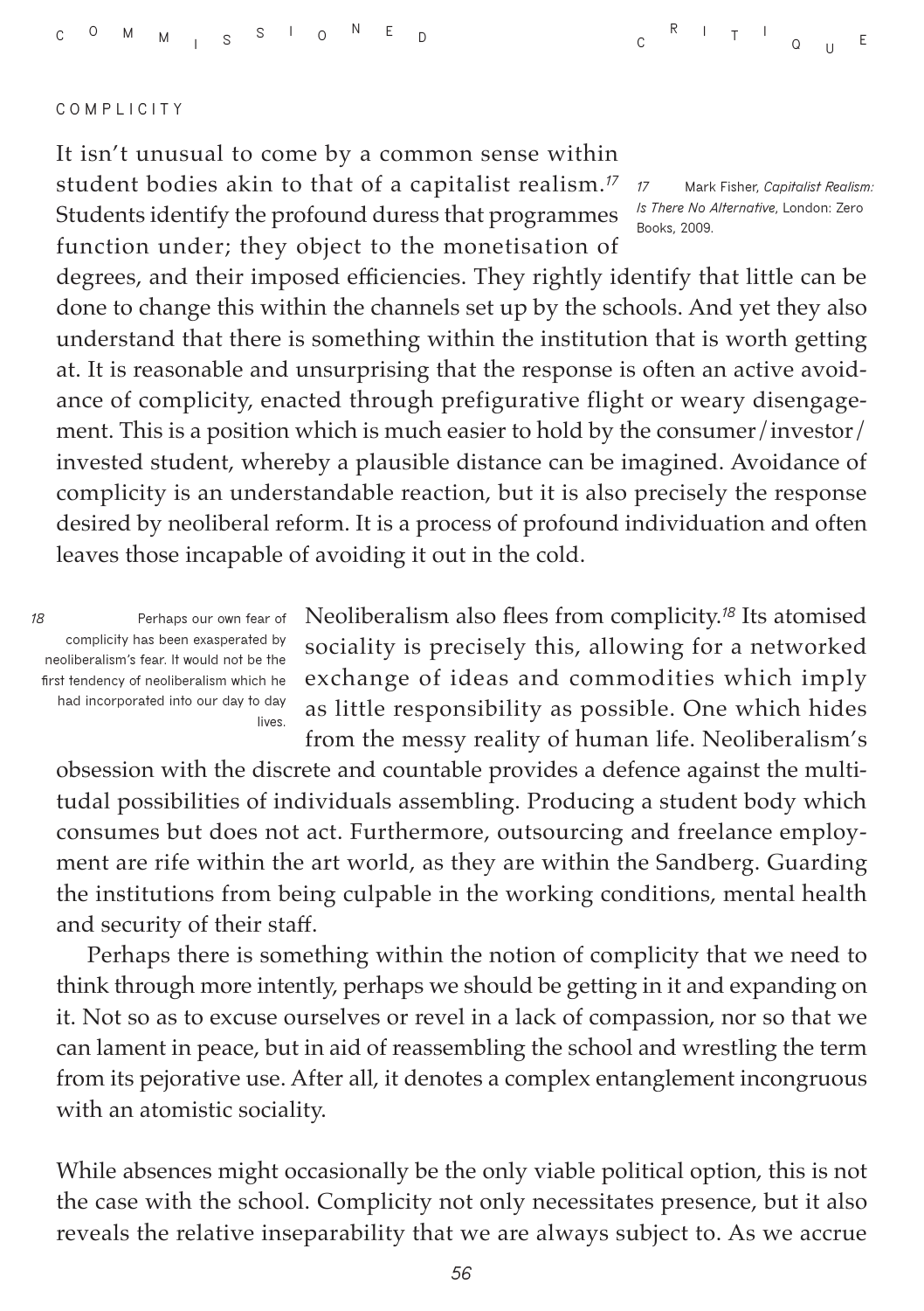COMPLICITY

It isn't unusual to come by a common sense within student bodies akin to that of a capitalist realism.[17] Students identify the profound duress that programmes function under; they object to the monetisation of degrees, and their imposed efficiencies. They rightly identify that little can be done to change this within the channels set up by the schools. And yet they also understand that there is something within the institution that is worth getting at. It is reasonable and unsurprising that the response is often an active avoidance of complicity, enacted through prefigurative flight or weary disengagement. This is a position which is much easier to hold by the consumer/investor/invested student, whereby a plausible distance can be imagined. Avoidance of complicity is an understandable reaction, but it is also precisely the response desired by neoliberal reform. It is a process of profound individuation and often leaves those incapable of avoiding it out in the cold.

17 Mark Fisher, *Capitalist Realism: Is There No Alternative*, London: Zero Books, 2009.

Neoliberalism also flees from complicity.[18] Its atomised sociality is precisely this, allowing for a networked exchange of ideas and commodities which imply as little responsibility as possible. One which hides from the messy reality of human life. Neoliberalism's obsession with the discrete and countable provides a defence against the multitudal possibilities of individuals assembling. Producing a student body which consumes but does not act. Furthermore, outsourcing and freelance employment are rife within the art world, as they are within the Sandberg. Guarding the institutions from being culpable in the working conditions, mental health and security of their staff.

18 Perhaps our own fear of complicity has been exasperated by neoliberalism's fear. It would not be the first tendency of neoliberalism which he had incorporated into our day to day lives.

Perhaps there is something within the notion of complicity that we need to think through more intently, perhaps we should be getting in it and expanding on it. Not so as to excuse ourselves or revel in a lack of compassion, nor so that we can lament in peace, but in aid of reassembling the school and wrestling the term from its pejorative use. After all, it denotes a complex entanglement incongruous with an atomistic sociality.

While absences might occasionally be the only viable political option, this is not the case with the school. Complicity not only necessitates presence, but it also reveals the relative inseparability that we are always subject to. As we accrue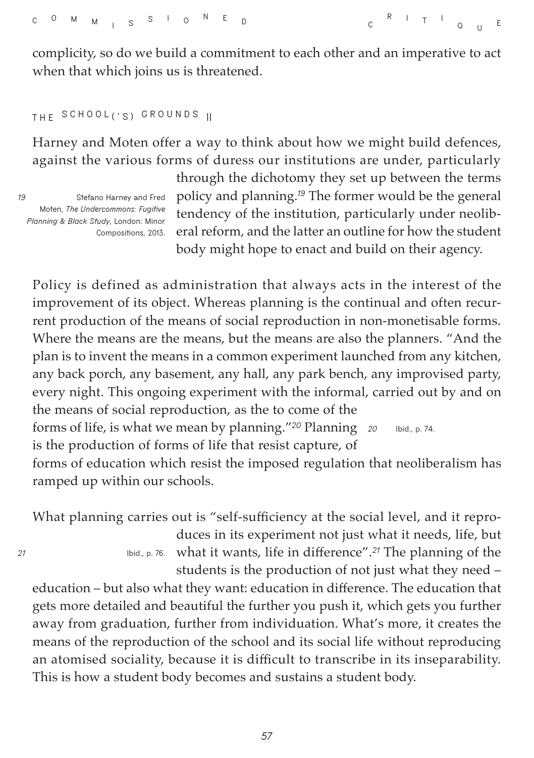complicity, so do we build a commitment to each other and an imperative to act when that which joins us is threatened.

## THE SCHOOL('S) GROUNDS II

Harney and Moten offer a way to think about how we might build defences, against the various forms of duress our institutions are under, particularly through the dichotomy they set up between the terms policy and planning.[19] The former would be the general tendency of the institution, particularly under neoliberal reform, and the latter an outline for how the student body might hope to enact and build on their agency.

[19] Stefano Harney and Fred Moten, *The Undercommons: Fugitive Planning & Black Study*, London: Minor Compositions, 2013.

Policy is defined as administration that always acts in the interest of the improvement of its object. Whereas planning is the continual and often recurrent production of the means of social reproduction in non-monetisable forms. Where the means are the means, but the means are also the planners. "And the plan is to invent the means in a common experiment launched from any kitchen, any back porch, any basement, any hall, any park bench, any improvised party, every night. This ongoing experiment with the informal, carried out by and on the means of social reproduction, as the to come of the forms of life, is what we mean by planning."[20] Planning is the production of forms of life that resist capture, of forms of education which resist the imposed regulation that neoliberalism has ramped up within our schools.

[20] Ibid., p. 74.

What planning carries out is "self-sufficiency at the social level, and it reproduces in its experiment not just what it needs, life, but what it wants, life in difference".[21] The planning of the students is the production of not just what they need – education – but also what they want: education in difference. The education that gets more detailed and beautiful the further you push it, which gets you further away from graduation, further from individuation. What's more, it creates the means of the reproduction of the school and its social life without reproducing an atomised sociality, because it is difficult to transcribe in its inseparability. This is how a student body becomes and sustains a student body.

[21] Ibid., p. 76.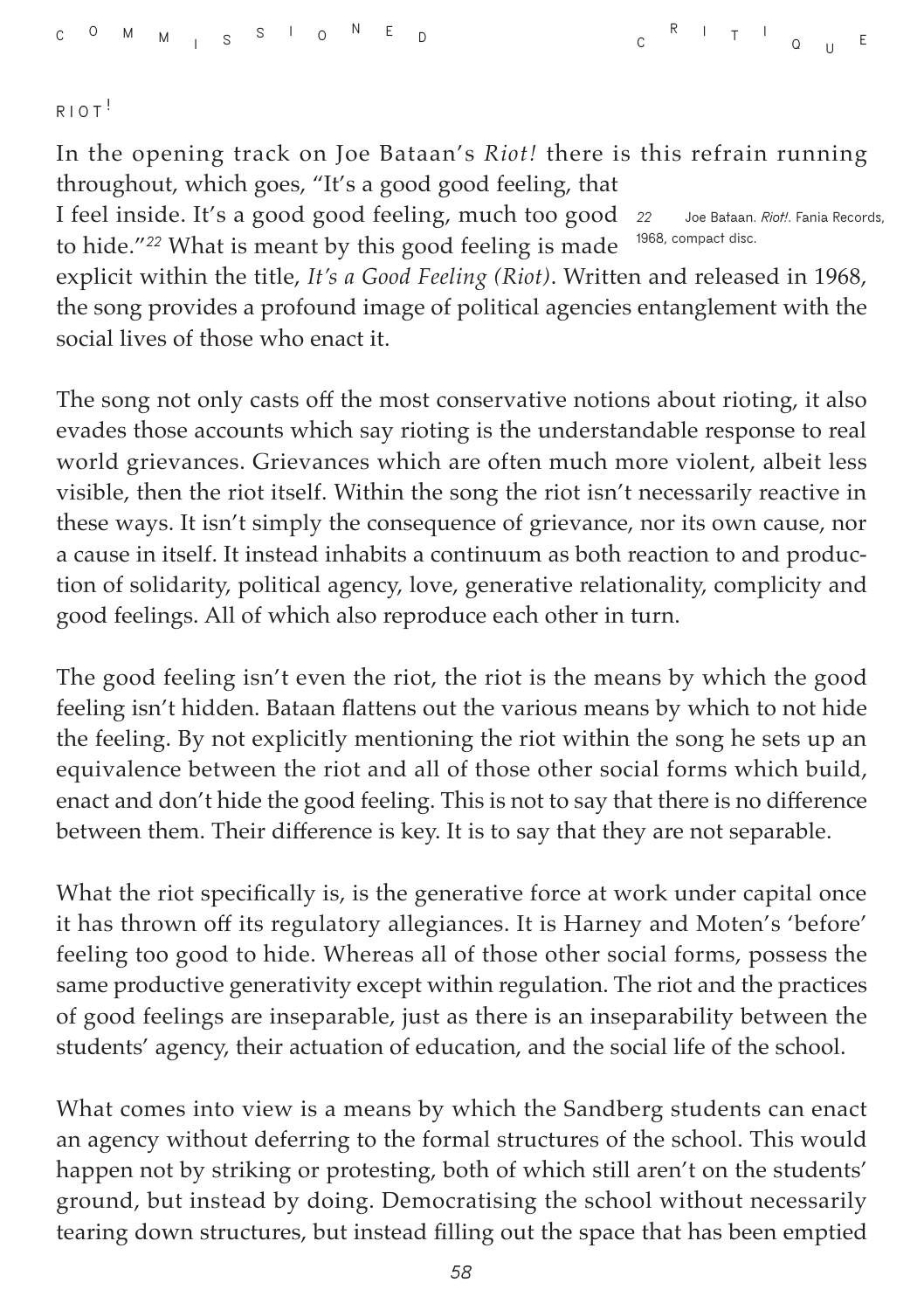## RIOT!

In the opening track on Joe Bataan's *Riot!* there is this refrain running throughout, which goes, "It's a good good feeling, that I feel inside. It's a good good feeling, much too good to hide."[22] What is meant by this good feeling is made explicit within the title, *It's a Good Feeling (Riot)*. Written and released in 1968, the song provides a profound image of political agencies entanglement with the social lives of those who enact it.

> 22 Joe Bataan. *Riot!*. Fania Records, 1968, compact disc.

The song not only casts off the most conservative notions about rioting, it also evades those accounts which say rioting is the understandable response to real world grievances. Grievances which are often much more violent, albeit less visible, then the riot itself. Within the song the riot isn't necessarily reactive in these ways. It isn't simply the consequence of grievance, nor its own cause, nor a cause in itself. It instead inhabits a continuum as both reaction to and production of solidarity, political agency, love, generative relationality, complicity and good feelings. All of which also reproduce each other in turn.

The good feeling isn't even the riot, the riot is the means by which the good feeling isn't hidden. Bataan flattens out the various means by which to not hide the feeling. By not explicitly mentioning the riot within the song he sets up an equivalence between the riot and all of those other social forms which build, enact and don't hide the good feeling. This is not to say that there is no difference between them. Their difference is key. It is to say that they are not separable.

What the riot specifically is, is the generative force at work under capital once it has thrown off its regulatory allegiances. It is Harney and Moten's 'before' feeling too good to hide. Whereas all of those other social forms, possess the same productive generativity except within regulation. The riot and the practices of good feelings are inseparable, just as there is an inseparability between the students' agency, their actuation of education, and the social life of the school.

What comes into view is a means by which the Sandberg students can enact an agency without deferring to the formal structures of the school. This would happen not by striking or protesting, both of which still aren't on the students' ground, but instead by doing. Democratising the school without necessarily tearing down structures, but instead filling out the space that has been emptied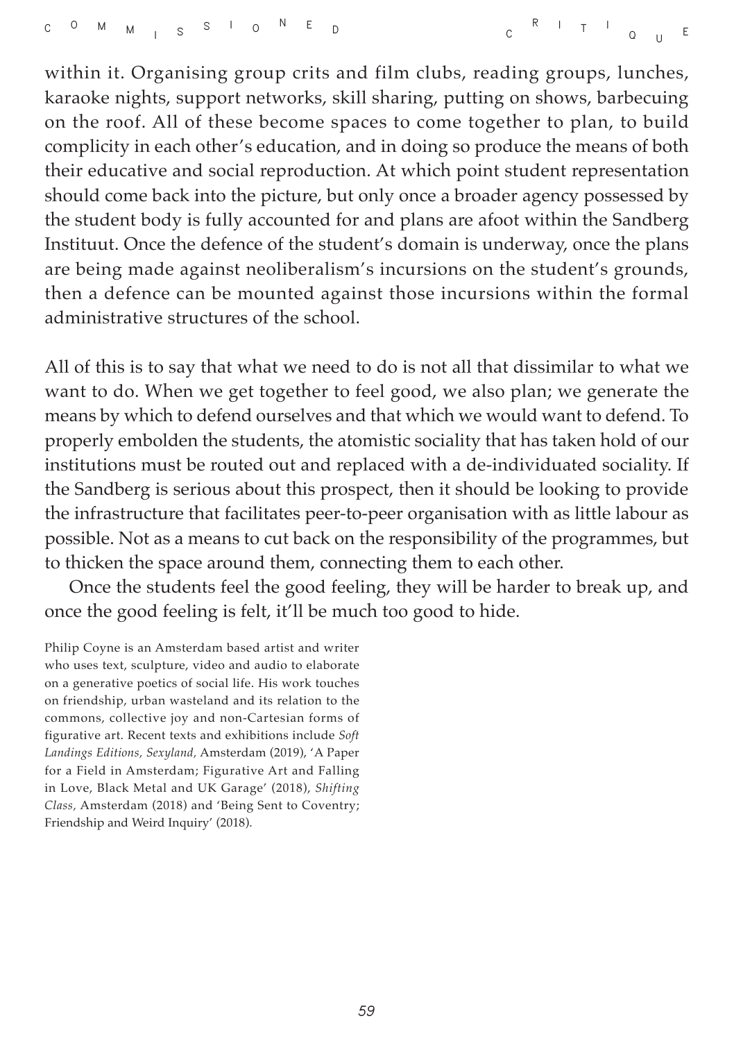within it. Organising group crits and film clubs, reading groups, lunches, karaoke nights, support networks, skill sharing, putting on shows, barbecuing on the roof. All of these become spaces to come together to plan, to build complicity in each other's education, and in doing so produce the means of both their educative and social reproduction. At which point student representation should come back into the picture, but only once a broader agency possessed by the student body is fully accounted for and plans are afoot within the Sandberg Instituut. Once the defence of the student's domain is underway, once the plans are being made against neoliberalism's incursions on the student's grounds, then a defence can be mounted against those incursions within the formal administrative structures of the school.

All of this is to say that what we need to do is not all that dissimilar to what we want to do. When we get together to feel good, we also plan; we generate the means by which to defend ourselves and that which we would want to defend. To properly embolden the students, the atomistic sociality that has taken hold of our institutions must be routed out and replaced with a de-individuated sociality. If the Sandberg is serious about this prospect, then it should be looking to provide the infrastructure that facilitates peer-to-peer organisation with as little labour as possible. Not as a means to cut back on the responsibility of the programmes, but to thicken the space around them, connecting them to each other.

Once the students feel the good feeling, they will be harder to break up, and once the good feeling is felt, it'll be much too good to hide.

Philip Coyne is an Amsterdam based artist and writer who uses text, sculpture, video and audio to elaborate on a generative poetics of social life. His work touches on friendship, urban wasteland and its relation to the commons, collective joy and non-Cartesian forms of figurative art. Recent texts and exhibitions include *Soft Landings Editions, Sexyland,* Amsterdam (2019), 'A Paper for a Field in Amsterdam; Figurative Art and Falling in Love, Black Metal and UK Garage' (2018), *Shifting Class,* Amsterdam (2018) and 'Being Sent to Coventry; Friendship and Weird Inquiry' (2018).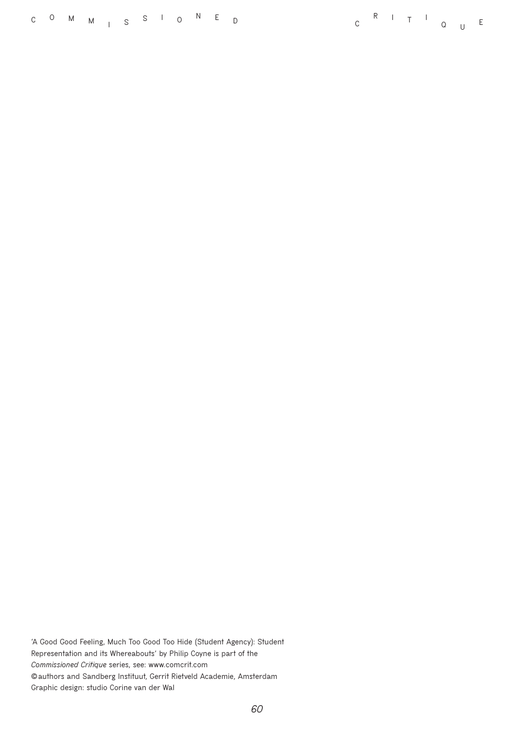'A Good Good Feeling, Much Too Good Too Hide (Student Agency): Student Representation and its Whereabouts' by Philip Coyne is part of the *Commissioned Critique* series, see: www.comcrit.com
©authors and Sandberg Instituut, Gerrit Rietveld Academie, Amsterdam
Graphic design: studio Corine van der Wal